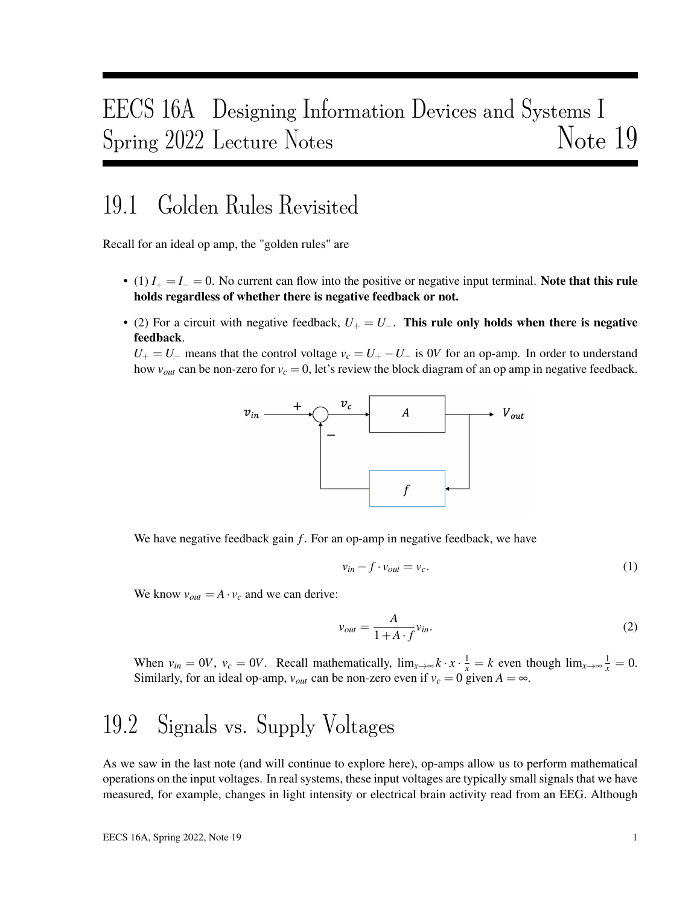# EECS 16A Designing Information Devices and Systems I
## Spring 2022 Lecture Notes — Note 19

## 19.1 Golden Rules Revisited

Recall for an ideal op amp, the "golden rules" are

- (1) $I_+ = I_- = 0$. No current can flow into the positive or negative input terminal. **Note that this rule holds regardless of whether there is negative feedback or not.**
- (2) For a circuit with negative feedback, $U_+ = U_-$. **This rule only holds when there is negative feedback**.
  $U_+ = U_-$ means that the control voltage $v_c = U_+ - U_-$ is $0V$ for an op-amp. In order to understand how $v_{out}$ can be non-zero for $v_c = 0$, let's review the block diagram of an op amp in negative feedback.

  We have negative feedback gain $f$. For an op-amp in negative feedback, we have

$$v_{in} - f \cdot v_{out} = v_c. \tag{1}$$

We know $v_{out} = A \cdot v_c$ and we can derive:

$$v_{out} = \frac{A}{1 + A \cdot f} v_{in}. \tag{2}$$

When $v_{in} = 0V$, $v_c = 0V$. Recall mathematically, $\lim_{x\to\infty} k \cdot x \cdot \frac{1}{x} = k$ even though $\lim_{x\to\infty} \frac{1}{x} = 0$. Similarly, for an ideal op-amp, $v_{out}$ can be non-zero even if $v_c = 0$ given $A = \infty$.

## 19.2 Signals vs. Supply Voltages

As we saw in the last note (and will continue to explore here), op-amps allow us to perform mathematical operations on the input voltages. In real systems, these input voltages are typically small signals that we have measured, for example, changes in light intensity or electrical brain activity read from an EEG. Although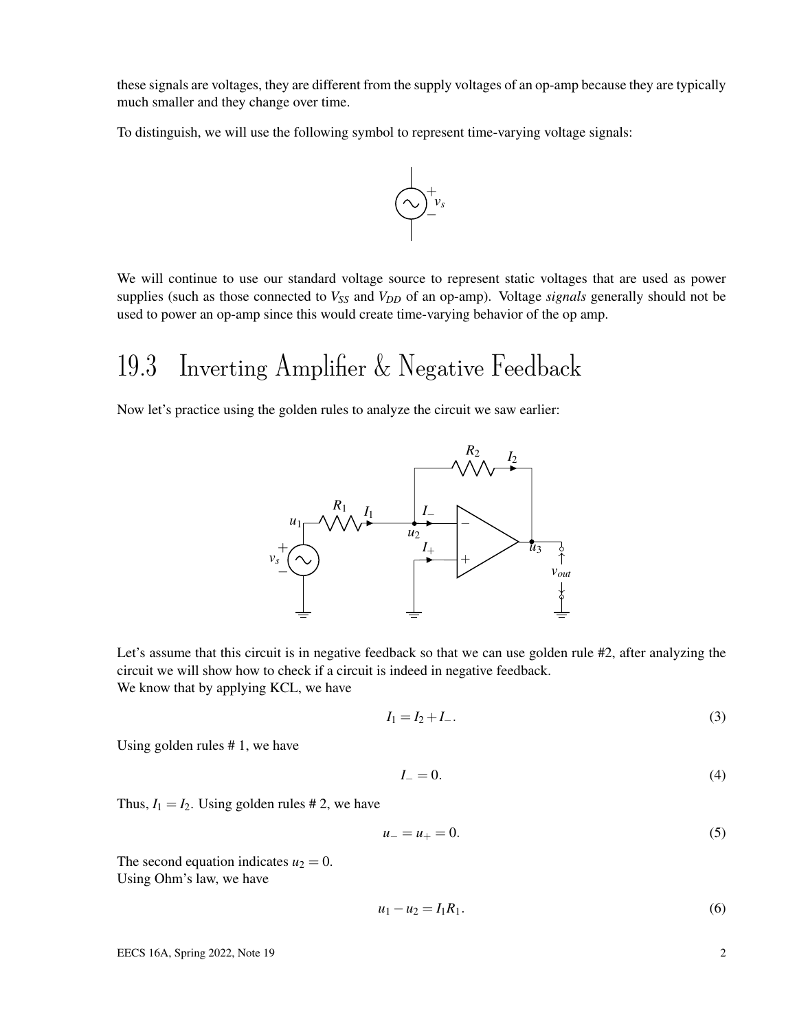these signals are voltages, they are different from the supply voltages of an op-amp because they are typically much smaller and they change over time.

To distinguish, we will use the following symbol to represent time-varying voltage signals:

We will continue to use our standard voltage source to represent static voltages that are used as power supplies (such as those connected to $V_{SS}$ and $V_{DD}$ of an op-amp). Voltage *signals* generally should not be used to power an op-amp since this would create time-varying behavior of the op amp.

## 19.3 Inverting Amplifier & Negative Feedback

Now let's practice using the golden rules to analyze the circuit we saw earlier:

Let's assume that this circuit is in negative feedback so that we can use golden rule #2, after analyzing the circuit we will show how to check if a circuit is indeed in negative feedback.
We know that by applying KCL, we have

$$I_1 = I_2 + I_-. \tag{3}$$

Using golden rules # 1, we have

$$I_- = 0. \tag{4}$$

Thus, $I_1 = I_2$. Using golden rules # 2, we have

$$u_- = u_+ = 0. \tag{5}$$

The second equation indicates $u_2 = 0$.
Using Ohm's law, we have

$$u_1 - u_2 = I_1 R_1. \tag{6}$$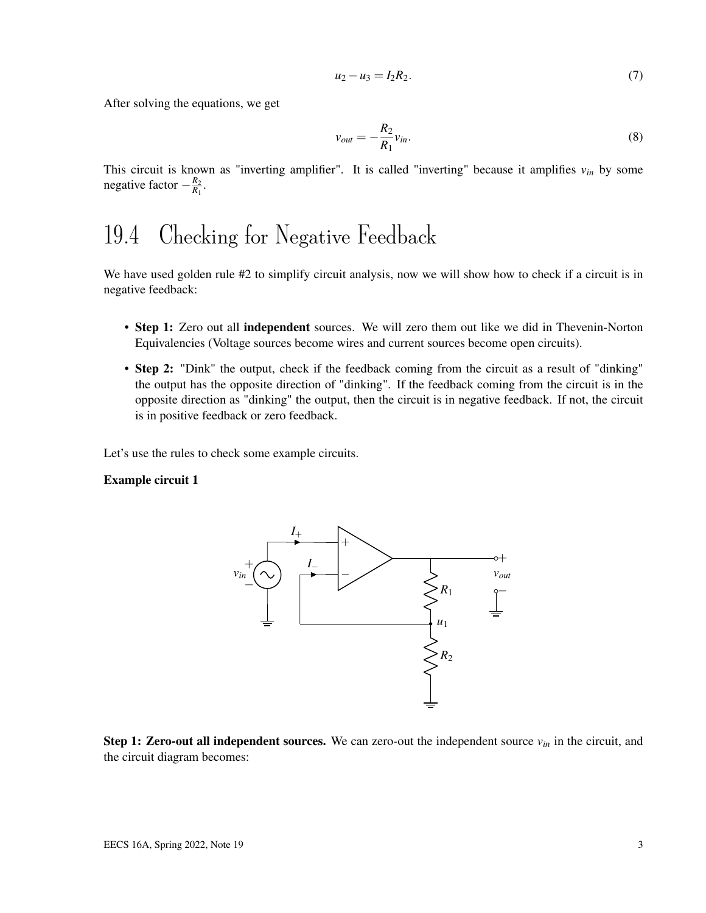$$u_2 - u_3 = I_2 R_2. \tag{7}$$

After solving the equations, we get

$$v_{out} = -\frac{R_2}{R_1} v_{in}. \tag{8}$$

This circuit is known as "inverting amplifier". It is called "inverting" because it amplifies $v_{in}$ by some negative factor $-\frac{R_2}{R_1}$.

# 19.4 Checking for Negative Feedback

We have used golden rule #2 to simplify circuit analysis, now we will show how to check if a circuit is in negative feedback:

- **Step 1:** Zero out all **independent** sources. We will zero them out like we did in Thevenin-Norton Equivalencies (Voltage sources become wires and current sources become open circuits).
- **Step 2:** "Dink" the output, check if the feedback coming from the circuit as a result of "dinking" the output has the opposite direction of "dinking". If the feedback coming from the circuit is in the opposite direction as "dinking" the output, then the circuit is in negative feedback. If not, the circuit is in positive feedback or zero feedback.

Let's use the rules to check some example circuits.

**Example circuit 1**

**Step 1: Zero-out all independent sources.** We can zero-out the independent source $v_{in}$ in the circuit, and the circuit diagram becomes: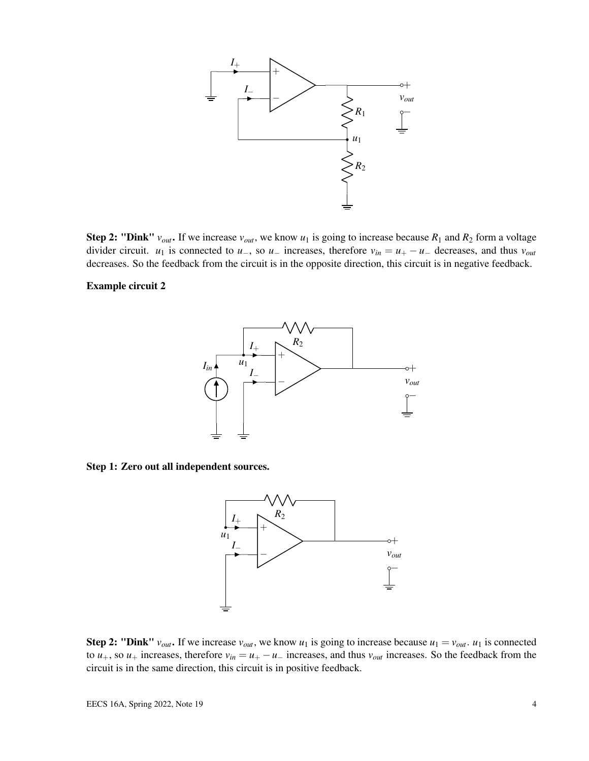**Step 2: "Dink" $v_{out}$.** If we increase $v_{out}$, we know $u_1$ is going to increase because $R_1$ and $R_2$ form a voltage divider circuit. $u_1$ is connected to $u_-$, so $u_-$ increases, therefore $v_{in} = u_+ - u_-$ decreases, and thus $v_{out}$ decreases. So the feedback from the circuit is in the opposite direction, this circuit is in negative feedback.

**Example circuit 2**

**Step 1: Zero out all independent sources.**

**Step 2: "Dink" $v_{out}$.** If we increase $v_{out}$, we know $u_1$ is going to increase because $u_1 = v_{out}$. $u_1$ is connected to $u_+$, so $u_+$ increases, therefore $v_{in} = u_+ - u_-$ increases, and thus $v_{out}$ increases. So the feedback from the circuit is in the same direction, this circuit is in positive feedback.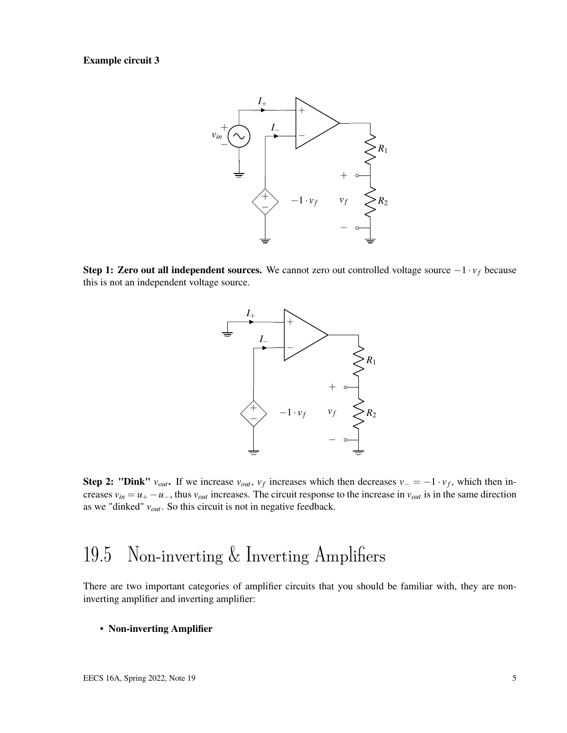**Example circuit 3**

**Step 1: Zero out all independent sources.** We cannot zero out controlled voltage source $-1 \cdot v_f$ because this is not an independent voltage source.

**Step 2: "Dink" $v_{out}$.** If we increase $v_{out}$, $v_f$ increases which then decreases $v_- = -1 \cdot v_f$, which then increases $v_{in} = u_+ - u_-$, thus $v_{out}$ increases. The circuit response to the increase in $v_{out}$ is in the same direction as we "dinked" $v_{out}$. So this circuit is not in negative feedback.

# 19.5 Non-inverting & Inverting Amplifiers

There are two important categories of amplifier circuits that you should be familiar with, they are non-inverting amplifier and inverting amplifier:

- **Non-inverting Amplifier**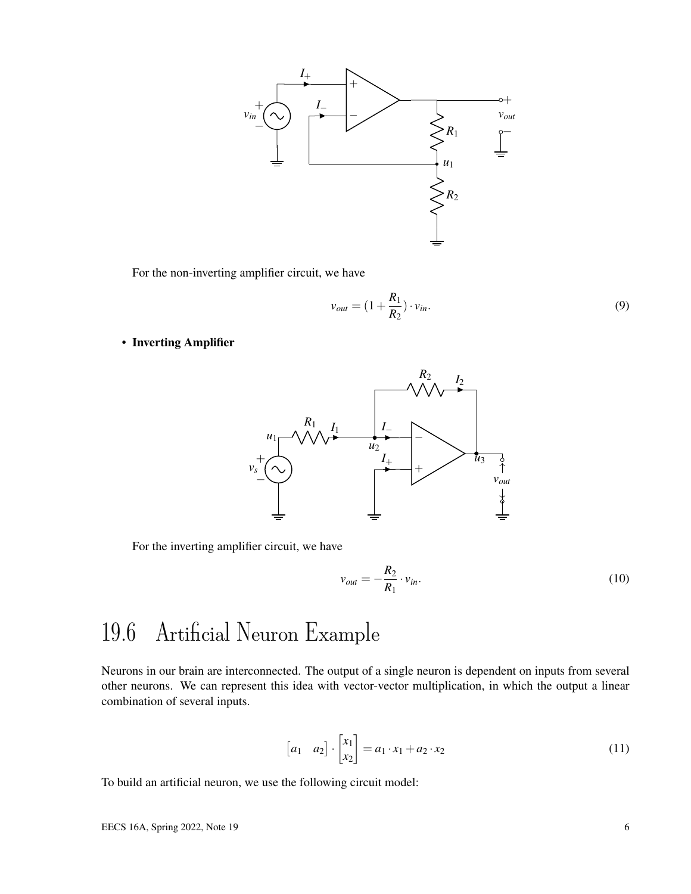For the non-inverting amplifier circuit, we have

$$v_{out} = (1 + \frac{R_1}{R_2}) \cdot v_{in}. \tag{9}$$

- **Inverting Amplifier**

For the inverting amplifier circuit, we have

$$v_{out} = -\frac{R_2}{R_1} \cdot v_{in}. \tag{10}$$

# 19.6 Artificial Neuron Example

Neurons in our brain are interconnected. The output of a single neuron is dependent on inputs from several other neurons. We can represent this idea with vector-vector multiplication, in which the output a linear combination of several inputs.

$$\begin{bmatrix} a_1 & a_2 \end{bmatrix} \cdot \begin{bmatrix} x_1 \\ x_2 \end{bmatrix} = a_1 \cdot x_1 + a_2 \cdot x_2 \tag{11}$$

To build an artificial neuron, we use the following circuit model: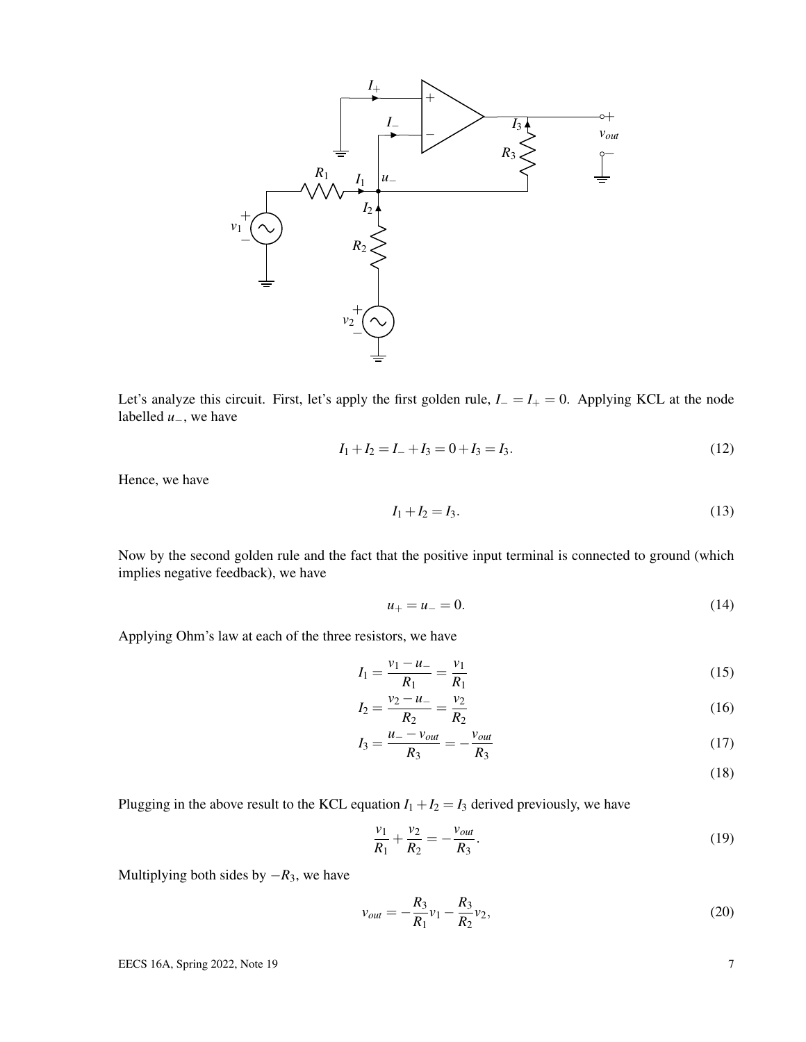Let's analyze this circuit. First, let's apply the first golden rule, $I_- = I_+ = 0$. Applying KCL at the node labelled $u_-$, we have

$$I_1 + I_2 = I_- + I_3 = 0 + I_3 = I_3. \tag{12}$$

Hence, we have

$$I_1 + I_2 = I_3. \tag{13}$$

Now by the second golden rule and the fact that the positive input terminal is connected to ground (which implies negative feedback), we have

$$u_+ = u_- = 0. \tag{14}$$

Applying Ohm's law at each of the three resistors, we have

$$I_1 = \frac{v_1 - u_-}{R_1} = \frac{v_1}{R_1} \tag{15}$$

$$I_2 = \frac{v_2 - u_-}{R_2} = \frac{v_2}{R_2} \tag{16}$$

$$I_3 = \frac{u_- - v_{out}}{R_3} = -\frac{v_{out}}{R_3} \tag{17}$$

$$\tag{18}$$

Plugging in the above result to the KCL equation $I_1 + I_2 = I_3$ derived previously, we have

$$\frac{v_1}{R_1} + \frac{v_2}{R_2} = -\frac{v_{out}}{R_3}. \tag{19}$$

Multiplying both sides by $-R_3$, we have

$$v_{out} = -\frac{R_3}{R_1}v_1 - \frac{R_3}{R_2}v_2, \tag{20}$$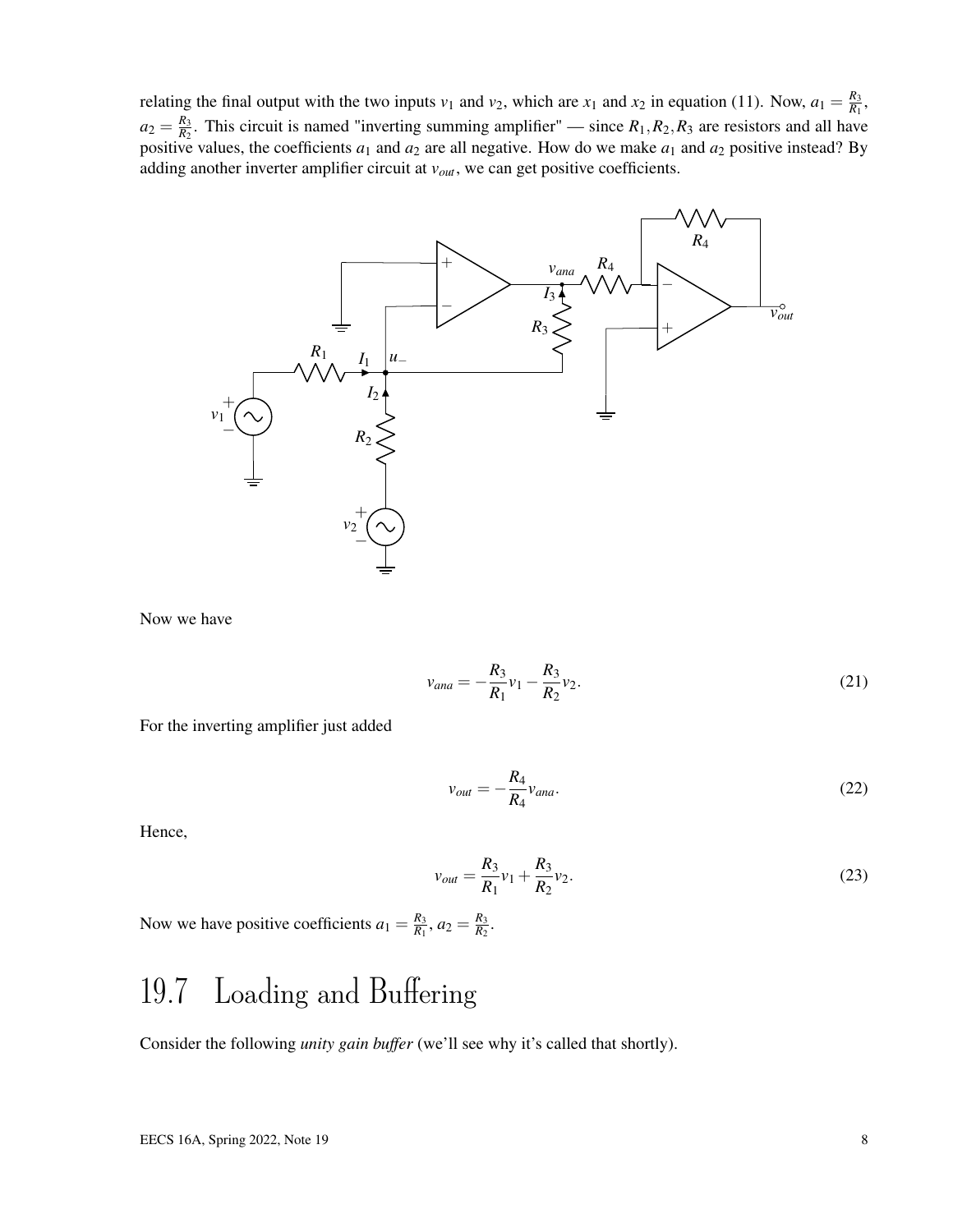relating the final output with the two inputs $v_1$ and $v_2$, which are $x_1$ and $x_2$ in equation (11). Now, $a_1 = \frac{R_3}{R_1}$, $a_2 = \frac{R_3}{R_2}$. This circuit is named "inverting summing amplifier" — since $R_1, R_2, R_3$ are resistors and all have positive values, the coefficients $a_1$ and $a_2$ are all negative. How do we make $a_1$ and $a_2$ positive instead? By adding another inverter amplifier circuit at $v_{out}$, we can get positive coefficients.

Now we have

$$v_{ana} = -\frac{R_3}{R_1}v_1 - \frac{R_3}{R_2}v_2. \tag{21}$$

For the inverting amplifier just added

$$v_{out} = -\frac{R_4}{R_4}v_{ana}. \tag{22}$$

Hence,

$$v_{out} = \frac{R_3}{R_1}v_1 + \frac{R_3}{R_2}v_2. \tag{23}$$

Now we have positive coefficients $a_1 = \frac{R_3}{R_1}$, $a_2 = \frac{R_3}{R_2}$.

# 19.7 Loading and Buffering

Consider the following *unity gain buffer* (we'll see why it's called that shortly).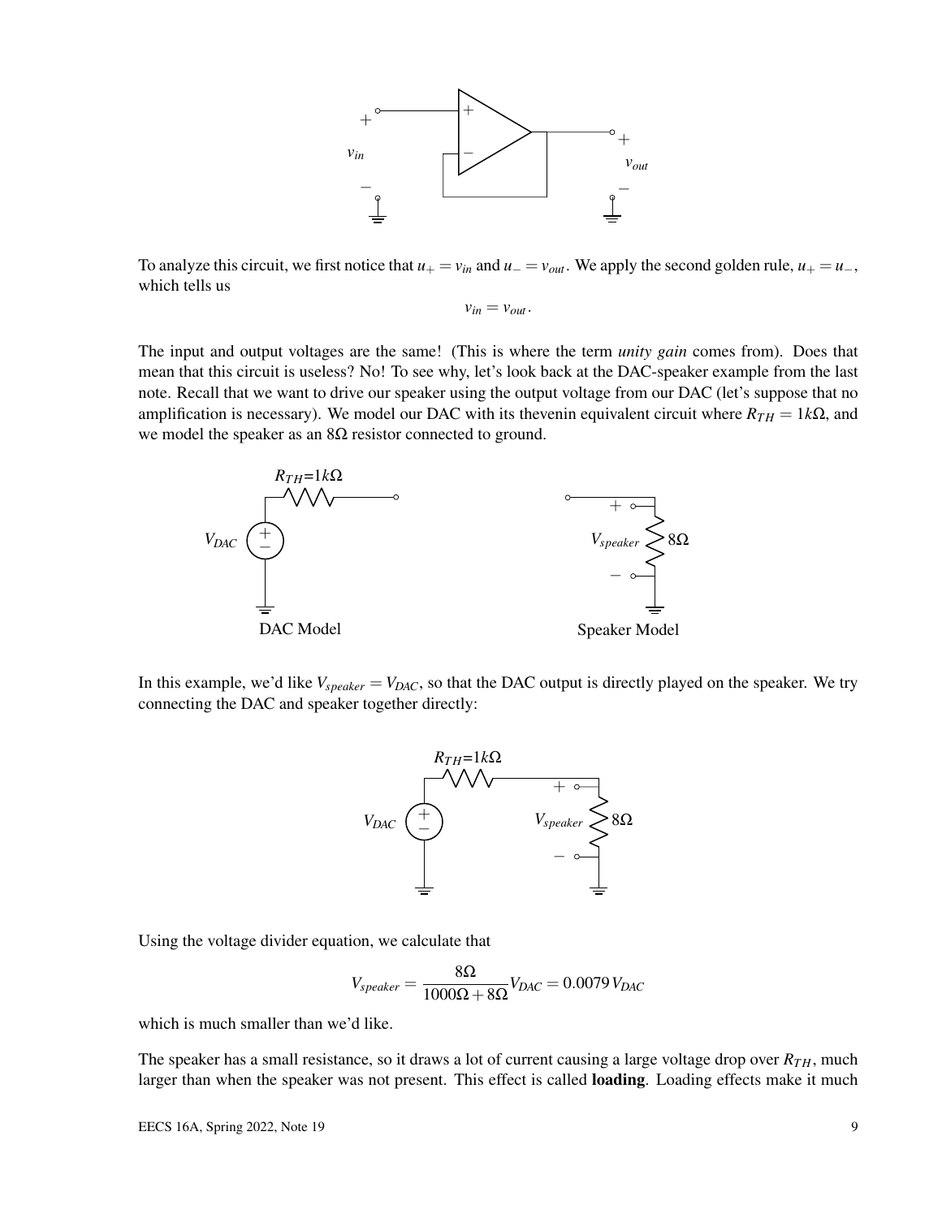To analyze this circuit, we first notice that $u_+ = v_{in}$ and $u_- = v_{out}$. We apply the second golden rule, $u_+ = u_-$, which tells us

$$v_{in} = v_{out}.$$

The input and output voltages are the same! (This is where the term *unity gain* comes from). Does that mean that this circuit is useless? No! To see why, let's look back at the DAC-speaker example from the last note. Recall that we want to drive our speaker using the output voltage from our DAC (let's suppose that no amplification is necessary). We model our DAC with its thevenin equivalent circuit where $R_{TH} = 1k\Omega$, and we model the speaker as an $8\Omega$ resistor connected to ground.

DAC Model

Speaker Model

In this example, we'd like $V_{speaker} = V_{DAC}$, so that the DAC output is directly played on the speaker. We try connecting the DAC and speaker together directly:

Using the voltage divider equation, we calculate that

$$V_{speaker} = \frac{8\Omega}{1000\Omega + 8\Omega} V_{DAC} = 0.0079\, V_{DAC}$$

which is much smaller than we'd like.

The speaker has a small resistance, so it draws a lot of current causing a large voltage drop over $R_{TH}$, much larger than when the speaker was not present. This effect is called **loading**. Loading effects make it much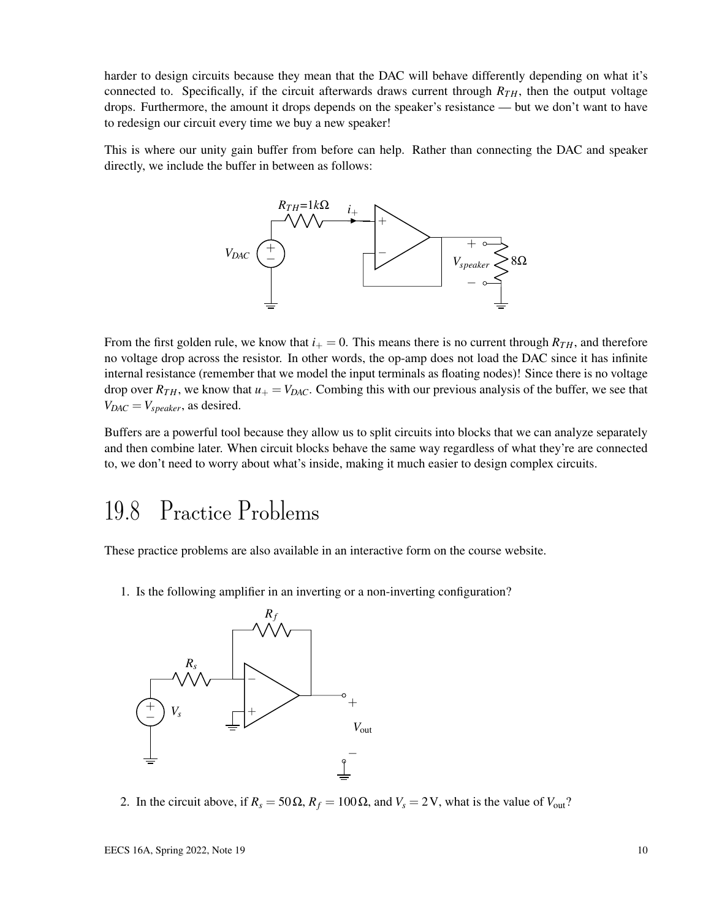harder to design circuits because they mean that the DAC will behave differently depending on what it's connected to. Specifically, if the circuit afterwards draws current through $R_{TH}$, then the output voltage drops. Furthermore, the amount it drops depends on the speaker's resistance — but we don't want to have to redesign our circuit every time we buy a new speaker!

This is where our unity gain buffer from before can help. Rather than connecting the DAC and speaker directly, we include the buffer in between as follows:

From the first golden rule, we know that $i_+ = 0$. This means there is no current through $R_{TH}$, and therefore no voltage drop across the resistor. In other words, the op-amp does not load the DAC since it has infinite internal resistance (remember that we model the input terminals as floating nodes)! Since there is no voltage drop over $R_{TH}$, we know that $u_+ = V_{DAC}$. Combing this with our previous analysis of the buffer, we see that $V_{DAC} = V_{speaker}$, as desired.

Buffers are a powerful tool because they allow us to split circuits into blocks that we can analyze separately and then combine later. When circuit blocks behave the same way regardless of what they're are connected to, we don't need to worry about what's inside, making it much easier to design complex circuits.

## 19.8 Practice Problems

These practice problems are also available in an interactive form on the course website.

1. Is the following amplifier in an inverting or a non-inverting configuration?

2. In the circuit above, if $R_s = 50\,\Omega$, $R_f = 100\,\Omega$, and $V_s = 2\,\text{V}$, what is the value of $V_{\text{out}}$?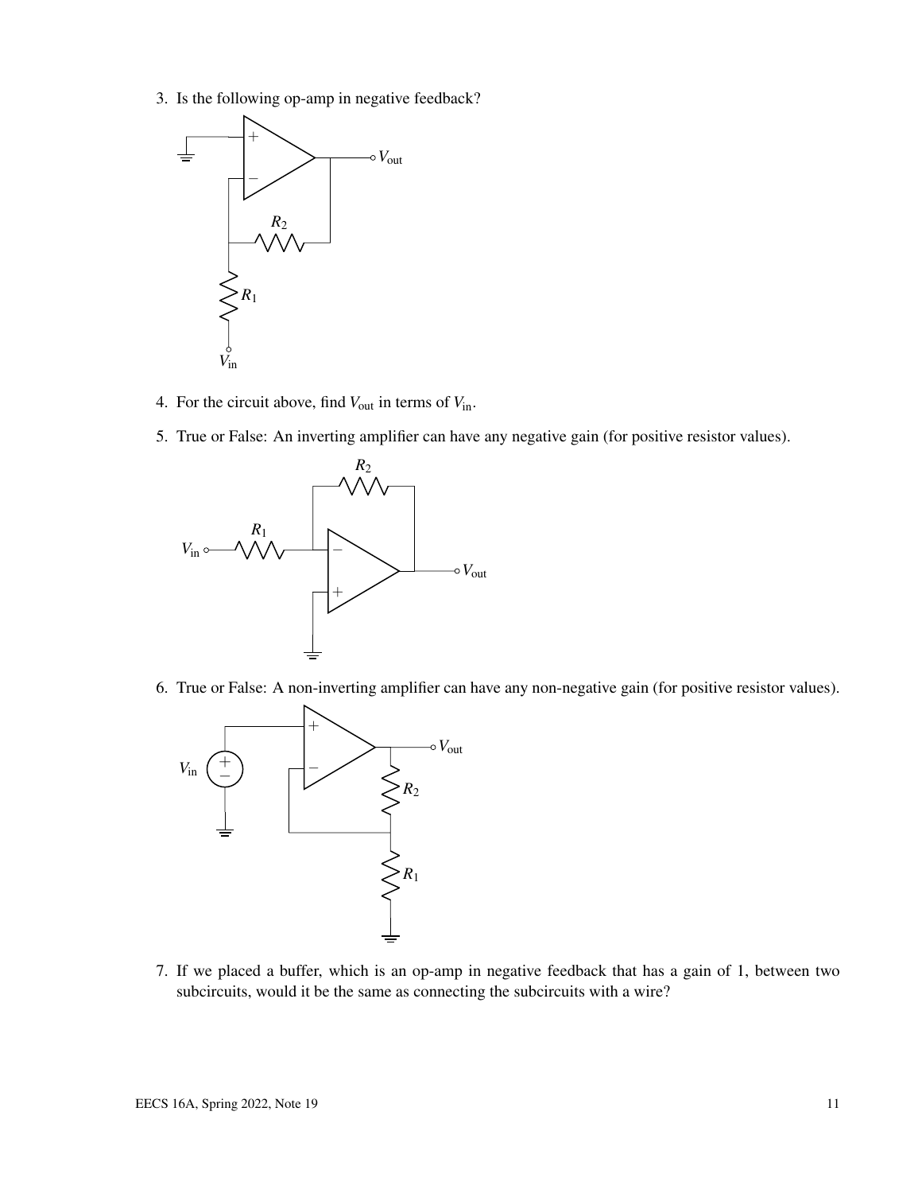3. Is the following op-amp in negative feedback?

4. For the circuit above, find $V_{\text{out}}$ in terms of $V_{\text{in}}$.

5. True or False: An inverting amplifier can have any negative gain (for positive resistor values).

6. True or False: A non-inverting amplifier can have any non-negative gain (for positive resistor values).

7. If we placed a buffer, which is an op-amp in negative feedback that has a gain of 1, between two subcircuits, would it be the same as connecting the subcircuits with a wire?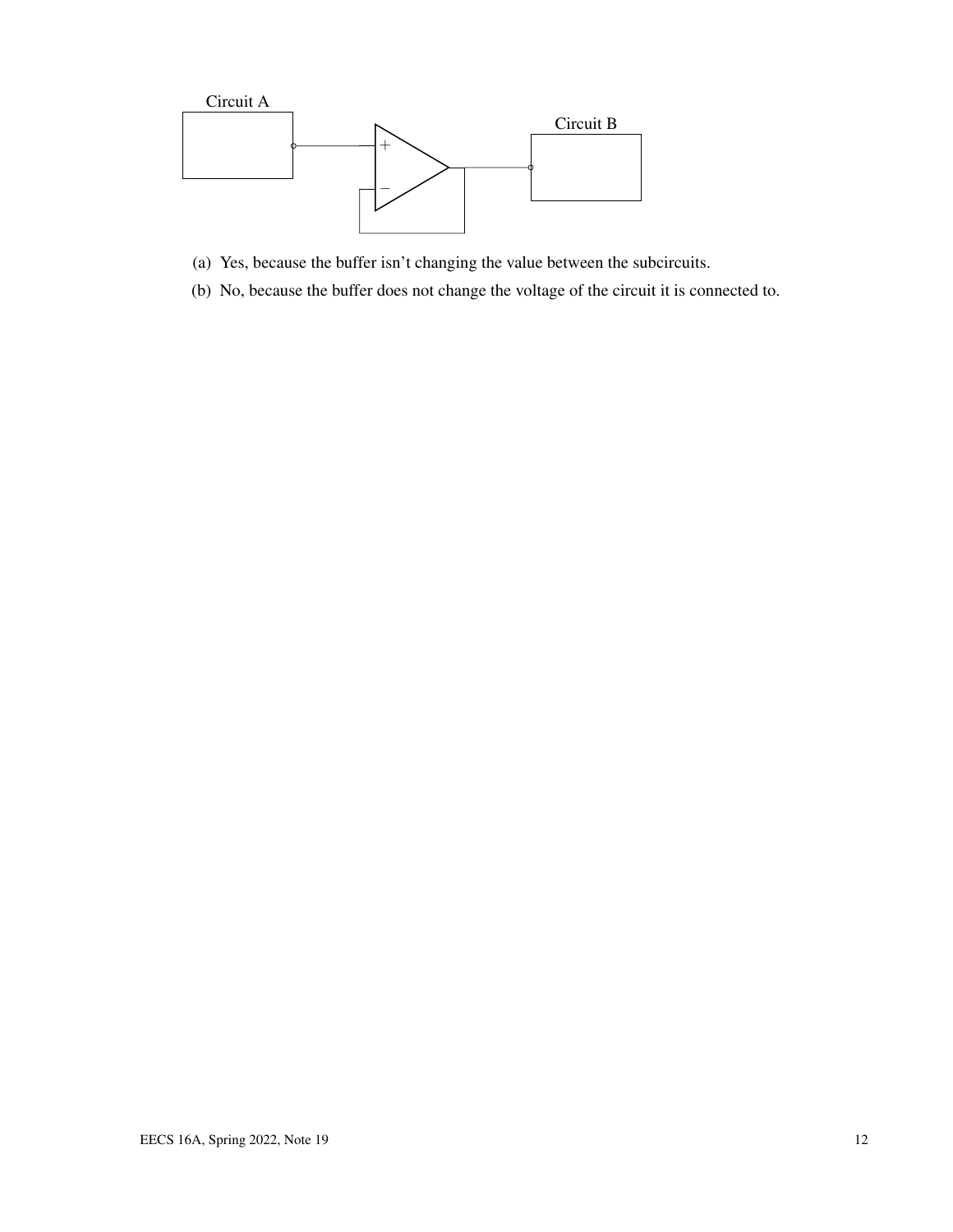Circuit A

Circuit B

(a) Yes, because the buffer isn't changing the value between the subcircuits.

(b) No, because the buffer does not change the voltage of the circuit it is connected to.